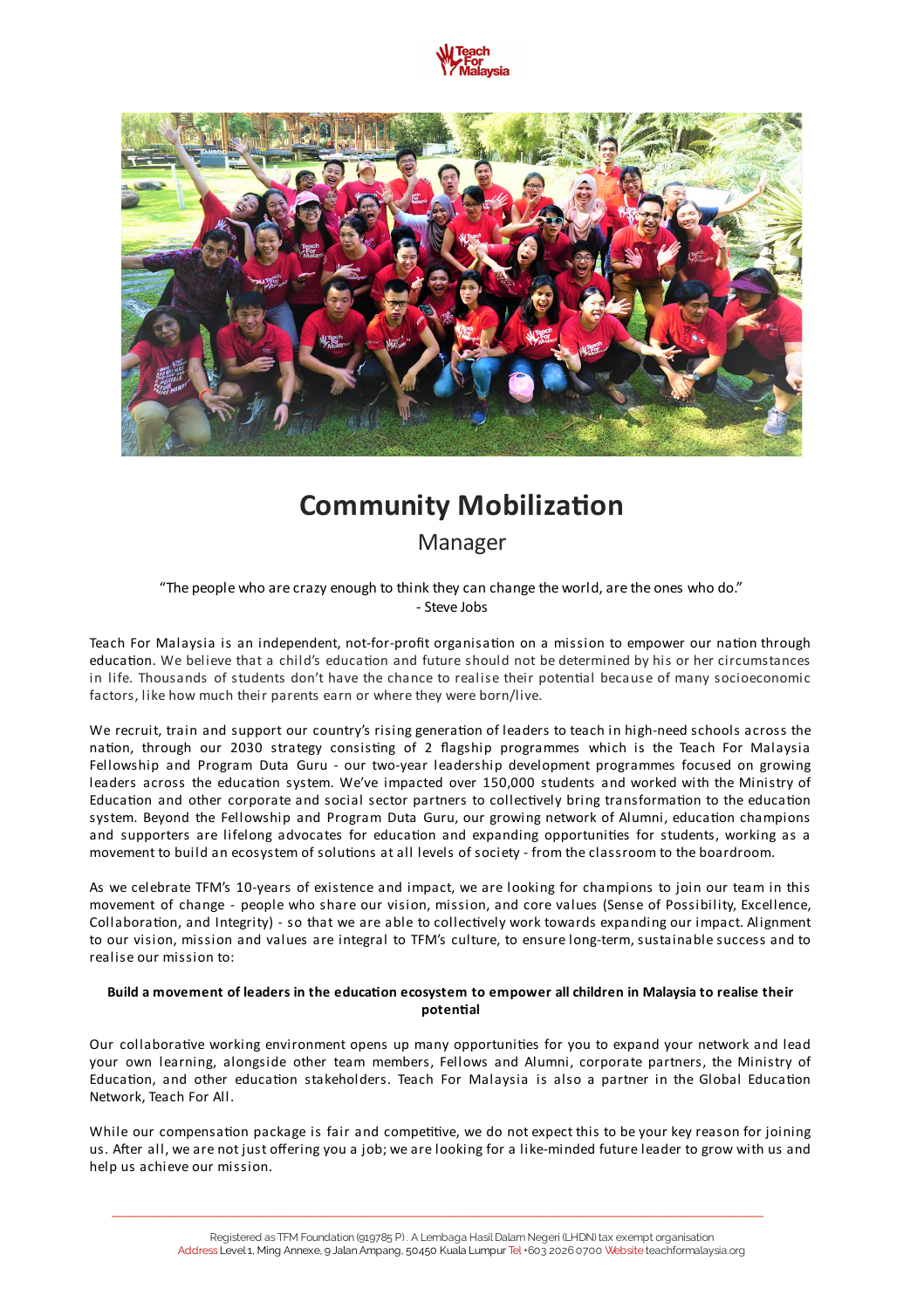# Community Mobilization

## Manager

"The people who are crazy enough to think they can change the world, are the ones who do."
- Steve Jobs

Teach For Malaysia is an independent, not-for-profit organisation on a mission to empower our nation through education. We believe that a child's education and future should not be determined by his or her circumstances in life. Thousands of students don't have the chance to realise their potential because of many socioeconomic factors, like how much their parents earn or where they were born/live.

We recruit, train and support our country's rising generation of leaders to teach in high-need schools across the nation, through our 2030 strategy consisting of 2 flagship programmes which is the Teach For Malaysia Fellowship and Program Duta Guru - our two-year leadership development programmes focused on growing leaders across the education system. We've impacted over 150,000 students and worked with the Ministry of Education and other corporate and social sector partners to collectively bring transformation to the education system. Beyond the Fellowship and Program Duta Guru, our growing network of Alumni, education champions and supporters are lifelong advocates for education and expanding opportunities for students, working as a movement to build an ecosystem of solutions at all levels of society - from the classroom to the boardroom.

As we celebrate TFM's 10-years of existence and impact, we are looking for champions to join our team in this movement of change - people who share our vision, mission, and core values (Sense of Possibility, Excellence, Collaboration, and Integrity) - so that we are able to collectively work towards expanding our impact. Alignment to our vision, mission and values are integral to TFM's culture, to ensure long-term, sustainable success and to realise our mission to:

**Build a movement of leaders in the education ecosystem to empower all children in Malaysia to realise their potential**

Our collaborative working environment opens up many opportunities for you to expand your network and lead your own learning, alongside other team members, Fellows and Alumni, corporate partners, the Ministry of Education, and other education stakeholders. Teach For Malaysia is also a partner in the Global Education Network, Teach For All.

While our compensation package is fair and competitive, we do not expect this to be your key reason for joining us. After all, we are not just offering you a job; we are looking for a like-minded future leader to grow with us and help us achieve our mission.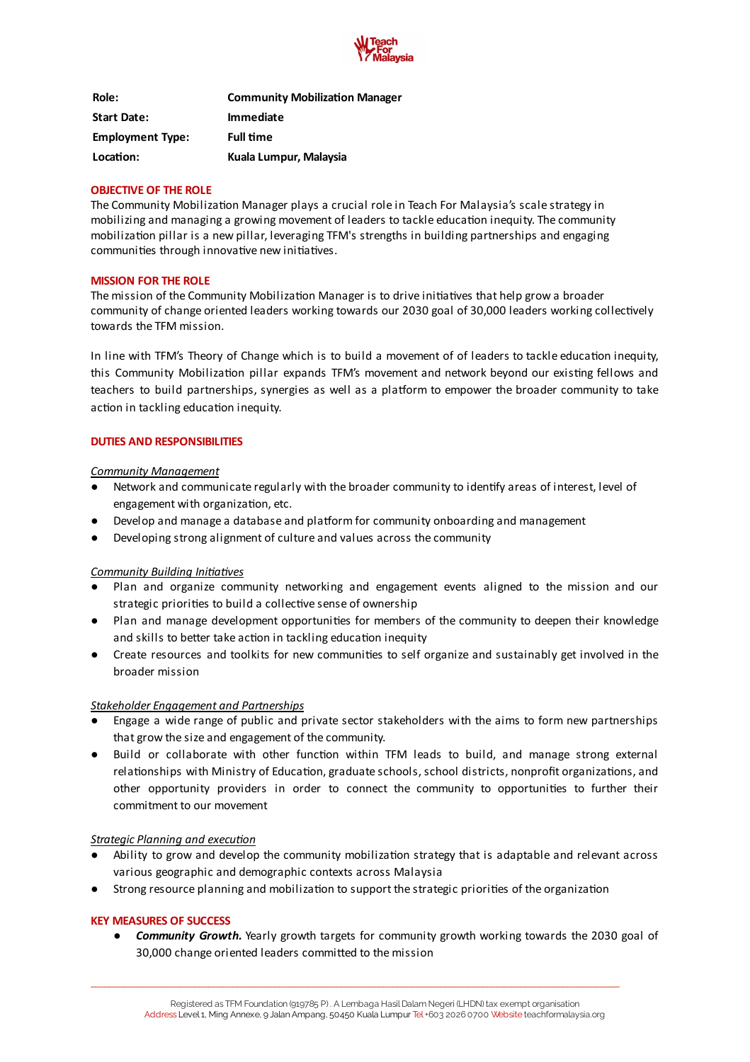| Role: | Community Mobilization Manager |
|---|---|
| Start Date: | Immediate |
| Employment Type: | Full time |
| Location: | Kuala Lumpur, Malaysia |

## OBJECTIVE OF THE ROLE

The Community Mobilization Manager plays a crucial role in Teach For Malaysia's scale strategy in mobilizing and managing a growing movement of leaders to tackle education inequity. The community mobilization pillar is a new pillar, leveraging TFM's strengths in building partnerships and engaging communities through innovative new initiatives.

## MISSION FOR THE ROLE

The mission of the Community Mobilization Manager is to drive initiatives that help grow a broader community of change oriented leaders working towards our 2030 goal of 30,000 leaders working collectively towards the TFM mission.

In line with TFM's Theory of Change which is to build a movement of of leaders to tackle education inequity, this Community Mobilization pillar expands TFM's movement and network beyond our existing fellows and teachers to build partnerships, synergies as well as a platform to empower the broader community to take action in tackling education inequity.

## DUTIES AND RESPONSIBILITIES

*Community Management*

- Network and communicate regularly with the broader community to identify areas of interest, level of engagement with organization, etc.
- Develop and manage a database and platform for community onboarding and management
- Developing strong alignment of culture and values across the community

*Community Building Initiatives*

- Plan and organize community networking and engagement events aligned to the mission and our strategic priorities to build a collective sense of ownership
- Plan and manage development opportunities for members of the community to deepen their knowledge and skills to better take action in tackling education inequity
- Create resources and toolkits for new communities to self organize and sustainably get involved in the broader mission

*Stakeholder Engagement and Partnerships*

- Engage a wide range of public and private sector stakeholders with the aims to form new partnerships that grow the size and engagement of the community.
- Build or collaborate with other function within TFM leads to build, and manage strong external relationships with Ministry of Education, graduate schools, school districts, nonprofit organizations, and other opportunity providers in order to connect the community to opportunities to further their commitment to our movement

*Strategic Planning and execution*

- Ability to grow and develop the community mobilization strategy that is adaptable and relevant across various geographic and demographic contexts across Malaysia
- Strong resource planning and mobilization to support the strategic priorities of the organization

## KEY MEASURES OF SUCCESS

- ***Community Growth.*** Yearly growth targets for community growth working towards the 2030 goal of 30,000 change oriented leaders committed to the mission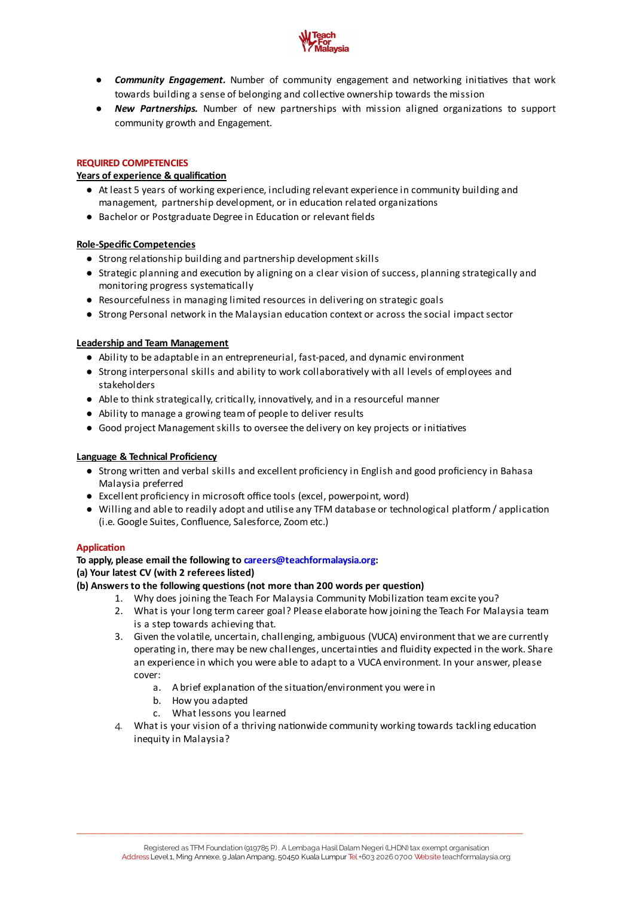- ***Community Engagement.*** Number of community engagement and networking initiatives that work towards building a sense of belonging and collective ownership towards the mission
- ***New Partnerships.*** Number of new partnerships with mission aligned organizations to support community growth and Engagement.

## REQUIRED COMPETENCIES

**Years of experience & qualification**

- At least 5 years of working experience, including relevant experience in community building and management, partnership development, or in education related organizations
- Bachelor or Postgraduate Degree in Education or relevant fields

**Role-Specific Competencies**

- Strong relationship building and partnership development skills
- Strategic planning and execution by aligning on a clear vision of success, planning strategically and monitoring progress systematically
- Resourcefulness in managing limited resources in delivering on strategic goals
- Strong Personal network in the Malaysian education context or across the social impact sector

**Leadership and Team Management**

- Ability to be adaptable in an entrepreneurial, fast-paced, and dynamic environment
- Strong interpersonal skills and ability to work collaboratively with all levels of employees and stakeholders
- Able to think strategically, critically, innovatively, and in a resourceful manner
- Ability to manage a growing team of people to deliver results
- Good project Management skills to oversee the delivery on key projects or initiatives

**Language & Technical Proficiency**

- Strong written and verbal skills and excellent proficiency in English and good proficiency in Bahasa Malaysia preferred
- Excellent proficiency in microsoft office tools (excel, powerpoint, word)
- Willing and able to readily adopt and utilise any TFM database or technological platform / application (i.e. Google Suites, Confluence, Salesforce, Zoom etc.)

## Application

**To apply, please email the following to careers@teachformalaysia.org:**
**(a) Your latest CV (with 2 referees listed)**
**(b) Answers to the following questions (not more than 200 words per question)**

1. Why does joining the Teach For Malaysia Community Mobilization team excite you?
2. What is your long term career goal? Please elaborate how joining the Teach For Malaysia team is a step towards achieving that.
3. Given the volatile, uncertain, challenging, ambiguous (VUCA) environment that we are currently operating in, there may be new challenges, uncertainties and fluidity expected in the work. Share an experience in which you were able to adapt to a VUCA environment. In your answer, please cover:
   a. A brief explanation of the situation/environment you were in
   b. How you adapted
   c. What lessons you learned
4. What is your vision of a thriving nationwide community working towards tackling education inequity in Malaysia?